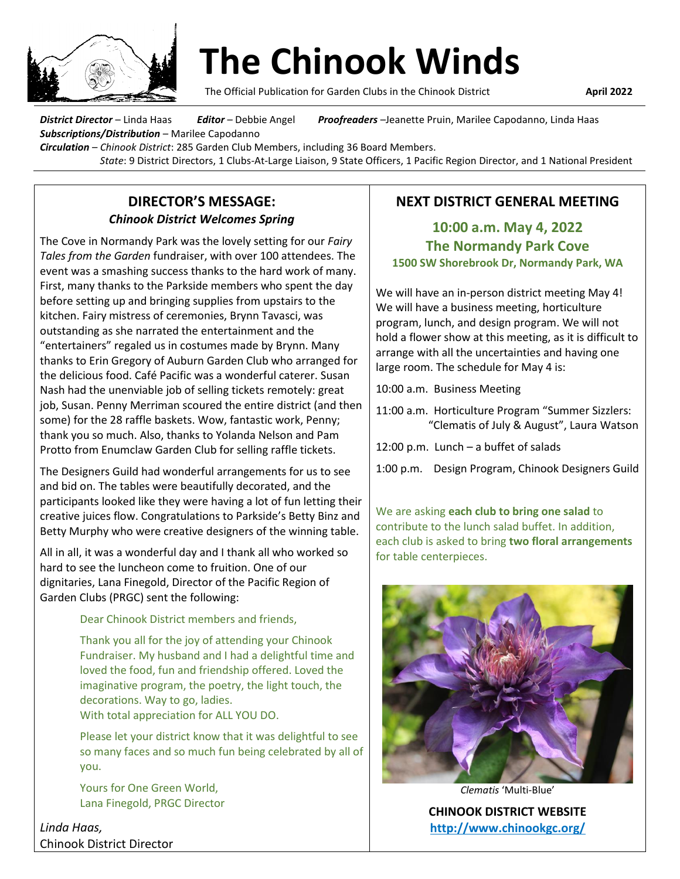# The Chinook Winds

The Official Publication for Garden Clubs in the Chinook District **April 2022**

***District Director*** – Linda Haas ***Editor*** – Debbie Angel ***Proofreaders*** –Jeanette Pruin, Marilee Capodanno, Linda Haas
***Subscriptions/Distribution*** – Marilee Capodanno
***Circulation*** – *Chinook District*: 285 Garden Club Members, including 36 Board Members.
*State*: 9 District Directors, 1 Clubs-At-Large Liaison, 9 State Officers, 1 Pacific Region Director, and 1 National President

## DIRECTOR'S MESSAGE:

### *Chinook District Welcomes Spring*

The Cove in Normandy Park was the lovely setting for our *Fairy Tales from the Garden* fundraiser, with over 100 attendees. The event was a smashing success thanks to the hard work of many. First, many thanks to the Parkside members who spent the day before setting up and bringing supplies from upstairs to the kitchen. Fairy mistress of ceremonies, Brynn Tavasci, was outstanding as she narrated the entertainment and the "entertainers" regaled us in costumes made by Brynn. Many thanks to Erin Gregory of Auburn Garden Club who arranged for the delicious food. Café Pacific was a wonderful caterer. Susan Nash had the unenviable job of selling tickets remotely: great job, Susan. Penny Merriman scoured the entire district (and then some) for the 28 raffle baskets. Wow, fantastic work, Penny; thank you so much. Also, thanks to Yolanda Nelson and Pam Protto from Enumclaw Garden Club for selling raffle tickets.

The Designers Guild had wonderful arrangements for us to see and bid on. The tables were beautifully decorated, and the participants looked like they were having a lot of fun letting their creative juices flow. Congratulations to Parkside's Betty Binz and Betty Murphy who were creative designers of the winning table.

All in all, it was a wonderful day and I thank all who worked so hard to see the luncheon come to fruition. One of our dignitaries, Lana Finegold, Director of the Pacific Region of Garden Clubs (PRGC) sent the following:

> Dear Chinook District members and friends,
>
> Thank you all for the joy of attending your Chinook Fundraiser. My husband and I had a delightful time and loved the food, fun and friendship offered. Loved the imaginative program, the poetry, the light touch, the decorations. Way to go, ladies.
> With total appreciation for ALL YOU DO.
>
> Please let your district know that it was delightful to see so many faces and so much fun being celebrated by all of you.
>
> Yours for One Green World,
> Lana Finegold, PRGC Director

*Linda Haas,*
Chinook District Director

## NEXT DISTRICT GENERAL MEETING

### 10:00 a.m. May 4, 2022
### The Normandy Park Cove
**1500 SW Shorebrook Dr, Normandy Park, WA**

We will have an in-person district meeting May 4! We will have a business meeting, horticulture program, lunch, and design program. We will not hold a flower show at this meeting, as it is difficult to arrange with all the uncertainties and having one large room. The schedule for May 4 is:

10:00 a.m. Business Meeting

11:00 a.m. Horticulture Program "Summer Sizzlers: "Clematis of July & August", Laura Watson

12:00 p.m. Lunch – a buffet of salads

1:00 p.m. Design Program, Chinook Designers Guild

We are asking **each club to bring one salad** to contribute to the lunch salad buffet. In addition, each club is asked to bring **two floral arrangements** for table centerpieces.

*Clematis* 'Multi-Blue'

**CHINOOK DISTRICT WEBSITE**
**http://www.chinookgc.org/**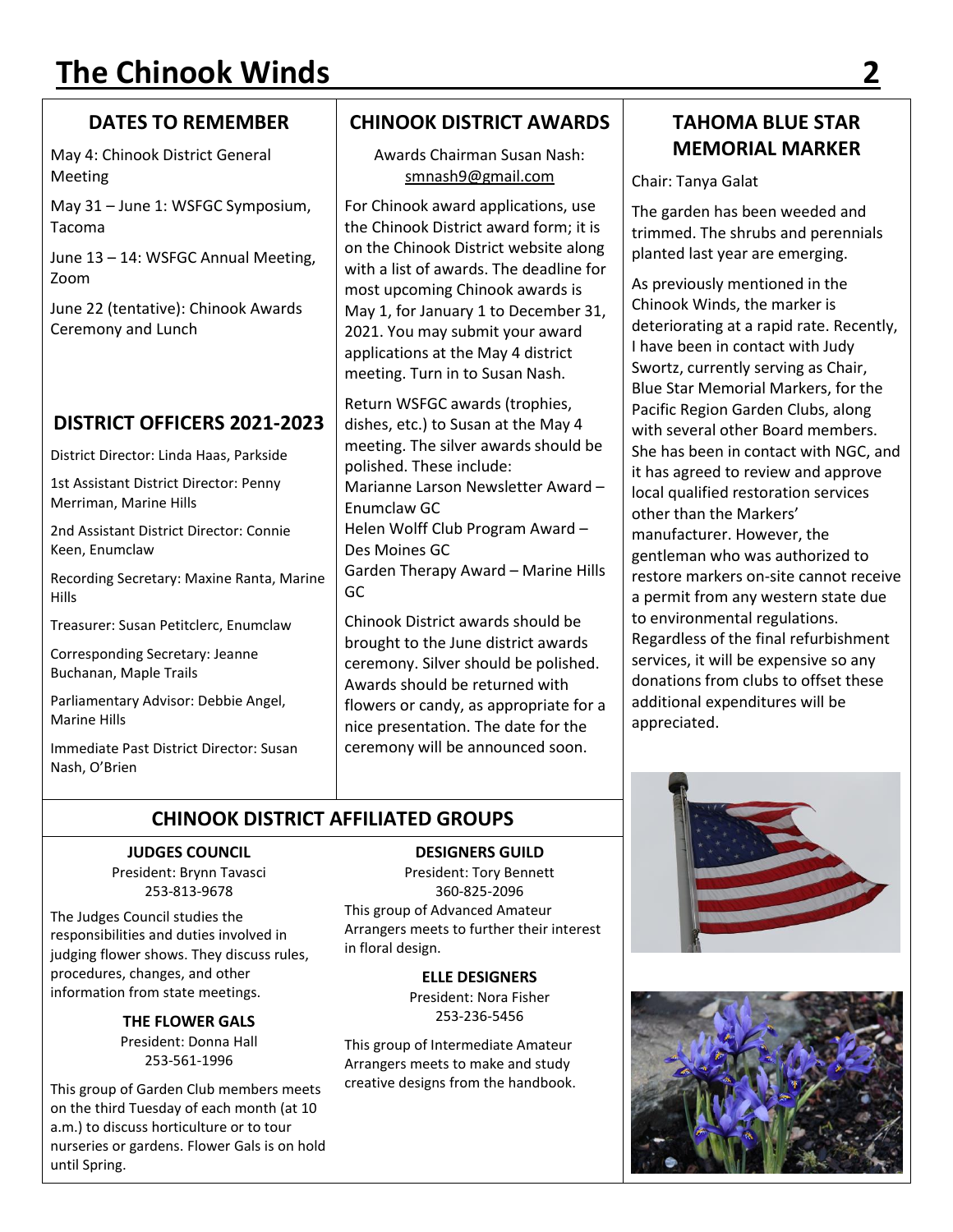## DATES TO REMEMBER

May 4: Chinook District General Meeting

May 31 – June 1: WSFGC Symposium, Tacoma

June 13 – 14: WSFGC Annual Meeting, Zoom

June 22 (tentative): Chinook Awards Ceremony and Lunch

## DISTRICT OFFICERS 2021-2023

District Director: Linda Haas, Parkside

1st Assistant District Director: Penny Merriman, Marine Hills

2nd Assistant District Director: Connie Keen, Enumclaw

Recording Secretary: Maxine Ranta, Marine Hills

Treasurer: Susan Petitclerc, Enumclaw

Corresponding Secretary: Jeanne Buchanan, Maple Trails

Parliamentary Advisor: Debbie Angel, Marine Hills

Immediate Past District Director: Susan Nash, O'Brien

## CHINOOK DISTRICT AWARDS

Awards Chairman Susan Nash: smnash9@gmail.com

For Chinook award applications, use the Chinook District award form; it is on the Chinook District website along with a list of awards. The deadline for most upcoming Chinook awards is May 1, for January 1 to December 31, 2021. You may submit your award applications at the May 4 district meeting. Turn in to Susan Nash.

Return WSFGC awards (trophies, dishes, etc.) to Susan at the May 4 meeting. The silver awards should be polished. These include:
Marianne Larson Newsletter Award – Enumclaw GC
Helen Wolff Club Program Award – Des Moines GC
Garden Therapy Award – Marine Hills GC

Chinook District awards should be brought to the June district awards ceremony. Silver should be polished. Awards should be returned with flowers or candy, as appropriate for a nice presentation. The date for the ceremony will be announced soon.

## TAHOMA BLUE STAR MEMORIAL MARKER

Chair: Tanya Galat

The garden has been weeded and trimmed. The shrubs and perennials planted last year are emerging.

As previously mentioned in the Chinook Winds, the marker is deteriorating at a rapid rate. Recently, I have been in contact with Judy Swortz, currently serving as Chair, Blue Star Memorial Markers, for the Pacific Region Garden Clubs, along with several other Board members. She has been in contact with NGC, and it has agreed to review and approve local qualified restoration services other than the Markers' manufacturer. However, the gentleman who was authorized to restore markers on-site cannot receive a permit from any western state due to environmental regulations. Regardless of the final refurbishment services, it will be expensive so any donations from clubs to offset these additional expenditures will be appreciated.

## CHINOOK DISTRICT AFFILIATED GROUPS

### JUDGES COUNCIL

President: Brynn Tavasci
253-813-9678

The Judges Council studies the responsibilities and duties involved in judging flower shows. They discuss rules, procedures, changes, and other information from state meetings.

### THE FLOWER GALS

President: Donna Hall
253-561-1996

This group of Garden Club members meets on the third Tuesday of each month (at 10 a.m.) to discuss horticulture or to tour nurseries or gardens. Flower Gals is on hold until Spring.

### DESIGNERS GUILD

President: Tory Bennett
360-825-2096

This group of Advanced Amateur Arrangers meets to further their interest in floral design.

### ELLE DESIGNERS

President: Nora Fisher
253-236-5456

This group of Intermediate Amateur Arrangers meets to make and study creative designs from the handbook.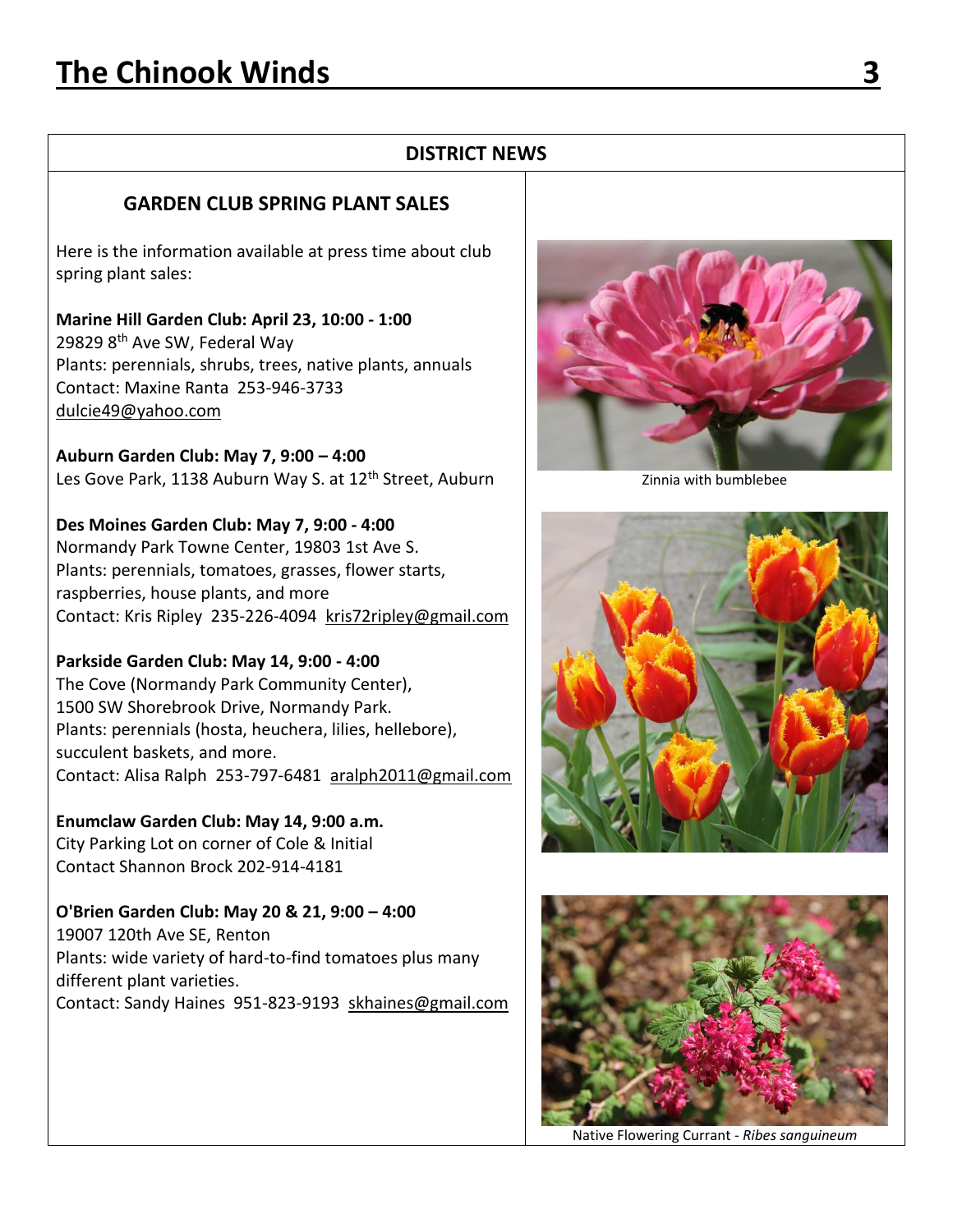## DISTRICT NEWS

### GARDEN CLUB SPRING PLANT SALES

Here is the information available at press time about club spring plant sales:

**Marine Hill Garden Club: April 23, 10:00 - 1:00**
29829 8th Ave SW, Federal Way
Plants: perennials, shrubs, trees, native plants, annuals
Contact: Maxine Ranta 253-946-3733
dulcie49@yahoo.com

**Auburn Garden Club: May 7, 9:00 – 4:00**
Les Gove Park, 1138 Auburn Way S. at 12th Street, Auburn

**Des Moines Garden Club: May 7, 9:00 - 4:00**
Normandy Park Towne Center, 19803 1st Ave S.
Plants: perennials, tomatoes, grasses, flower starts, raspberries, house plants, and more
Contact: Kris Ripley 235-226-4094 kris72ripley@gmail.com

**Parkside Garden Club: May 14, 9:00 - 4:00**
The Cove (Normandy Park Community Center),
1500 SW Shorebrook Drive, Normandy Park.
Plants: perennials (hosta, heuchera, lilies, hellebore), succulent baskets, and more.
Contact: Alisa Ralph 253-797-6481 aralph2011@gmail.com

**Enumclaw Garden Club: May 14, 9:00 a.m.**
City Parking Lot on corner of Cole & Initial
Contact Shannon Brock 202-914-4181

**O'Brien Garden Club: May 20 & 21, 9:00 – 4:00**
19007 120th Ave SE, Renton
Plants: wide variety of hard-to-find tomatoes plus many different plant varieties.
Contact: Sandy Haines 951-823-9193 skhaines@gmail.com

Zinnia with bumblebee

Native Flowering Currant - *Ribes sanguineum*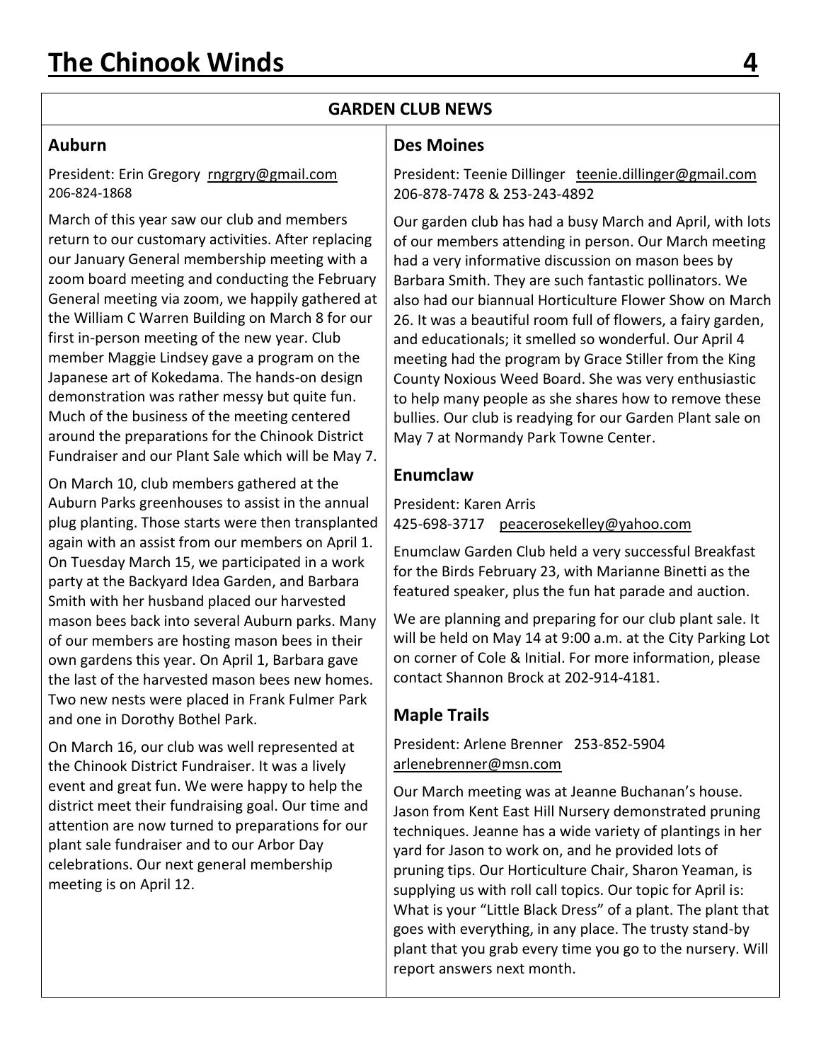## GARDEN CLUB NEWS

### Auburn

President: Erin Gregory rngrgry@gmail.com
206-824-1868

March of this year saw our club and members return to our customary activities. After replacing our January General membership meeting with a zoom board meeting and conducting the February General meeting via zoom, we happily gathered at the William C Warren Building on March 8 for our first in-person meeting of the new year. Club member Maggie Lindsey gave a program on the Japanese art of Kokedama. The hands-on design demonstration was rather messy but quite fun. Much of the business of the meeting centered around the preparations for the Chinook District Fundraiser and our Plant Sale which will be May 7.

On March 10, club members gathered at the Auburn Parks greenhouses to assist in the annual plug planting. Those starts were then transplanted again with an assist from our members on April 1. On Tuesday March 15, we participated in a work party at the Backyard Idea Garden, and Barbara Smith with her husband placed our harvested mason bees back into several Auburn parks. Many of our members are hosting mason bees in their own gardens this year. On April 1, Barbara gave the last of the harvested mason bees new homes. Two new nests were placed in Frank Fulmer Park and one in Dorothy Bothel Park.

On March 16, our club was well represented at the Chinook District Fundraiser. It was a lively event and great fun. We were happy to help the district meet their fundraising goal. Our time and attention are now turned to preparations for our plant sale fundraiser and to our Arbor Day celebrations. Our next general membership meeting is on April 12.

### Des Moines

President: Teenie Dillinger teenie.dillinger@gmail.com
206-878-7478 & 253-243-4892

Our garden club has had a busy March and April, with lots of our members attending in person. Our March meeting had a very informative discussion on mason bees by Barbara Smith. They are such fantastic pollinators. We also had our biannual Horticulture Flower Show on March 26. It was a beautiful room full of flowers, a fairy garden, and educationals; it smelled so wonderful. Our April 4 meeting had the program by Grace Stiller from the King County Noxious Weed Board. She was very enthusiastic to help many people as she shares how to remove these bullies. Our club is readying for our Garden Plant sale on May 7 at Normandy Park Towne Center.

### Enumclaw

President: Karen Arris
425-698-3717 peacerosekelley@yahoo.com

Enumclaw Garden Club held a very successful Breakfast for the Birds February 23, with Marianne Binetti as the featured speaker, plus the fun hat parade and auction.

We are planning and preparing for our club plant sale. It will be held on May 14 at 9:00 a.m. at the City Parking Lot on corner of Cole & Initial. For more information, please contact Shannon Brock at 202-914-4181.

### Maple Trails

President: Arlene Brenner 253-852-5904
arlenebrenner@msn.com

Our March meeting was at Jeanne Buchanan's house. Jason from Kent East Hill Nursery demonstrated pruning techniques. Jeanne has a wide variety of plantings in her yard for Jason to work on, and he provided lots of pruning tips. Our Horticulture Chair, Sharon Yeaman, is supplying us with roll call topics. Our topic for April is: What is your "Little Black Dress" of a plant. The plant that goes with everything, in any place. The trusty stand-by plant that you grab every time you go to the nursery. Will report answers next month.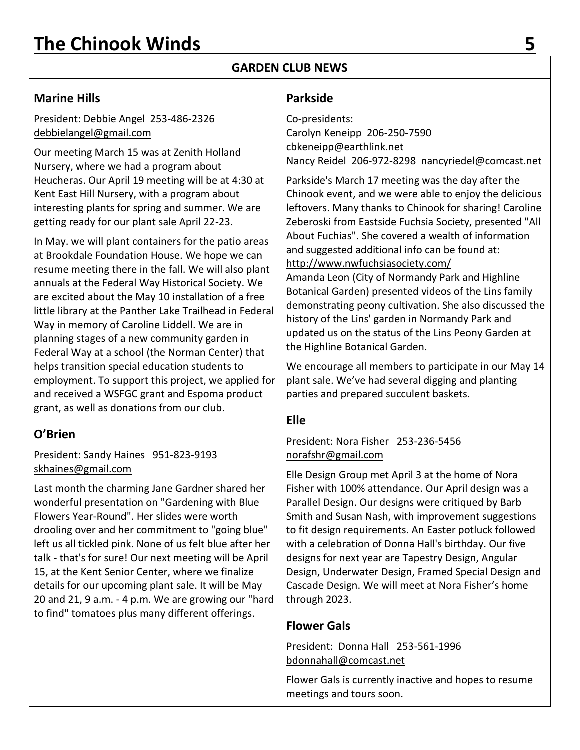## GARDEN CLUB NEWS

### Marine Hills

President: Debbie Angel 253-486-2326
debbielangel@gmail.com

Our meeting March 15 was at Zenith Holland Nursery, where we had a program about Heucheras. Our April 19 meeting will be at 4:30 at Kent East Hill Nursery, with a program about interesting plants for spring and summer. We are getting ready for our plant sale April 22-23.

In May. we will plant containers for the patio areas at Brookdale Foundation House. We hope we can resume meeting there in the fall. We will also plant annuals at the Federal Way Historical Society. We are excited about the May 10 installation of a free little library at the Panther Lake Trailhead in Federal Way in memory of Caroline Liddell. We are in planning stages of a new community garden in Federal Way at a school (the Norman Center) that helps transition special education students to employment. To support this project, we applied for and received a WSFGC grant and Espoma product grant, as well as donations from our club.

### O'Brien

President: Sandy Haines 951-823-9193
skhaines@gmail.com

Last month the charming Jane Gardner shared her wonderful presentation on "Gardening with Blue Flowers Year-Round". Her slides were worth drooling over and her commitment to "going blue" left us all tickled pink. None of us felt blue after her talk - that's for sure! Our next meeting will be April 15, at the Kent Senior Center, where we finalize details for our upcoming plant sale. It will be May 20 and 21, 9 a.m. - 4 p.m. We are growing our "hard to find" tomatoes plus many different offerings.

### Parkside

Co-presidents:
Carolyn Keneipp 206-250-7590
cbkeneipp@earthlink.net
Nancy Reidel 206-972-8298 nancyriedel@comcast.net

Parkside's March 17 meeting was the day after the Chinook event, and we were able to enjoy the delicious leftovers. Many thanks to Chinook for sharing! Caroline Zeberoski from Eastside Fuchsia Society, presented "All About Fuchias". She covered a wealth of information and suggested additional info can be found at:
http://www.nwfuchsiasociety.com/
Amanda Leon (City of Normandy Park and Highline Botanical Garden) presented videos of the Lins family demonstrating peony cultivation. She also discussed the history of the Lins' garden in Normandy Park and updated us on the status of the Lins Peony Garden at the Highline Botanical Garden.

We encourage all members to participate in our May 14 plant sale. We've had several digging and planting parties and prepared succulent baskets.

### Elle

President: Nora Fisher 253-236-5456
norafshr@gmail.com

Elle Design Group met April 3 at the home of Nora Fisher with 100% attendance. Our April design was a Parallel Design. Our designs were critiqued by Barb Smith and Susan Nash, with improvement suggestions to fit design requirements. An Easter potluck followed with a celebration of Donna Hall's birthday. Our five designs for next year are Tapestry Design, Angular Design, Underwater Design, Framed Special Design and Cascade Design. We will meet at Nora Fisher's home through 2023.

### Flower Gals

President: Donna Hall 253-561-1996
bdonnahall@comcast.net

Flower Gals is currently inactive and hopes to resume meetings and tours soon.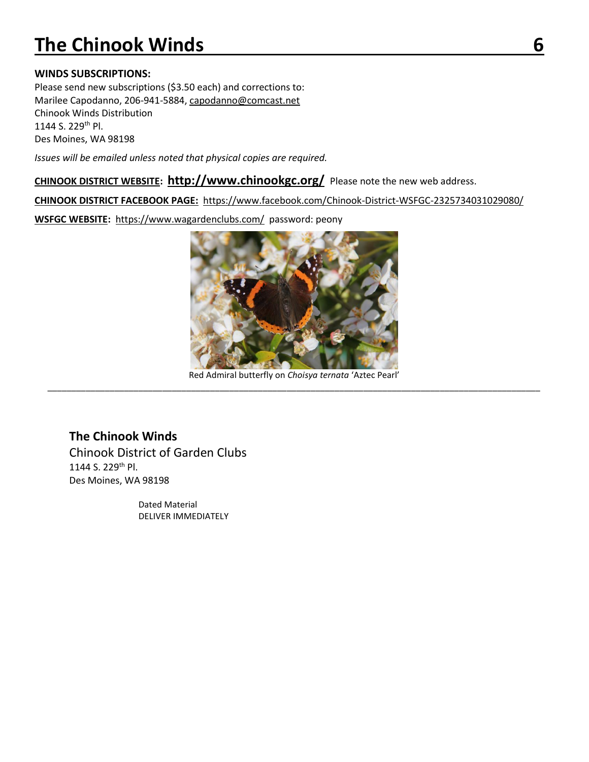**WINDS SUBSCRIPTIONS:**

Please send new subscriptions ($3.50 each) and corrections to:
Marilee Capodanno, 206-941-5884, capodanno@comcast.net
Chinook Winds Distribution
1144 S. 229th Pl.
Des Moines, WA 98198

*Issues will be emailed unless noted that physical copies are required.*

**CHINOOK DISTRICT WEBSITE:** **http://www.chinookgc.org/** Please note the new web address.

**CHINOOK DISTRICT FACEBOOK PAGE:** https://www.facebook.com/Chinook-District-WSFGC-2325734031029080/

**WSFGC WEBSITE:** https://www.wagardenclubs.com/ password: peony

Red Admiral butterfly on *Choisya ternata* 'Aztec Pearl'

---

**The Chinook Winds**
Chinook District of Garden Clubs
1144 S. 229th Pl.
Des Moines, WA 98198

Dated Material
DELIVER IMMEDIATELY